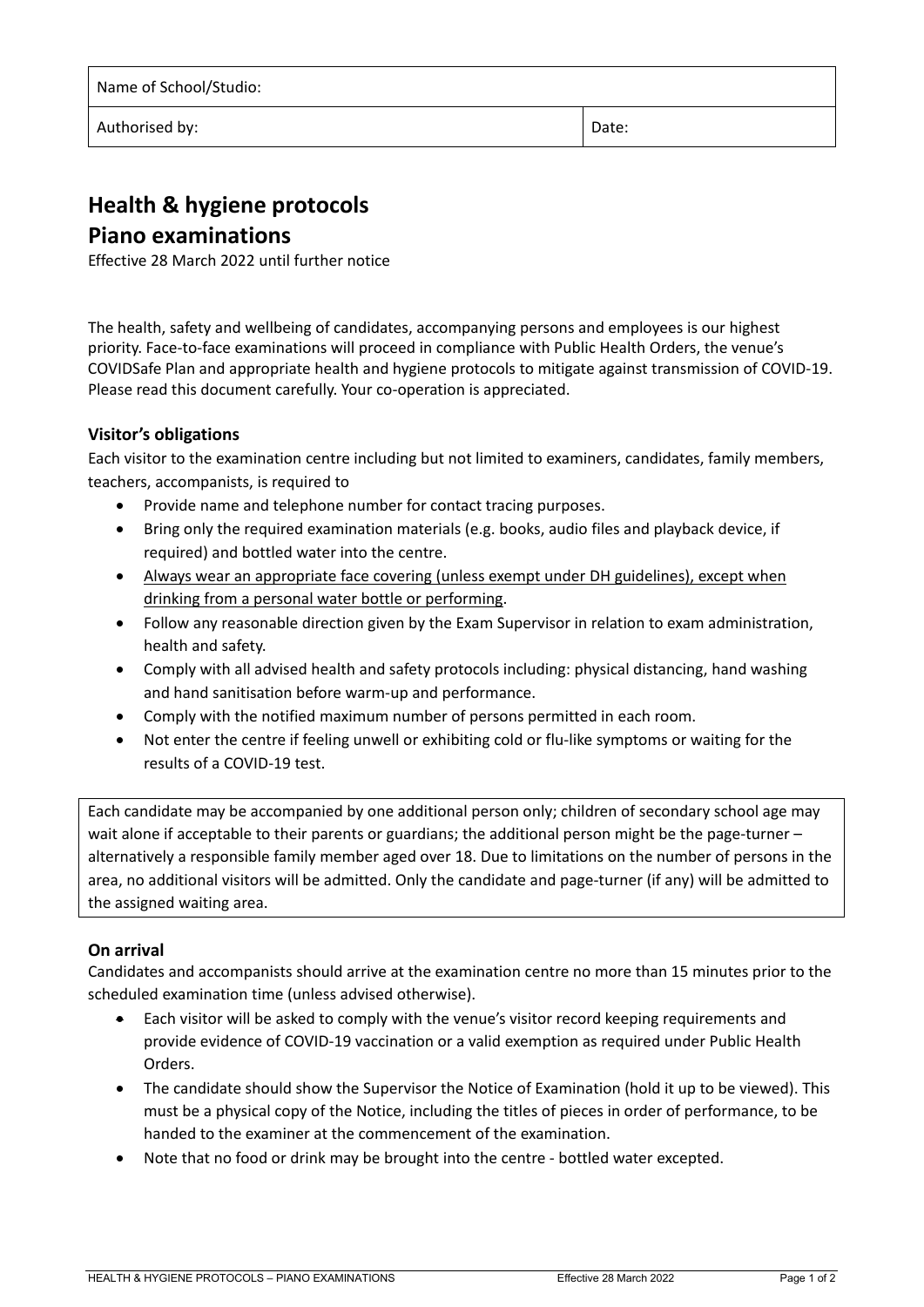| Name of School/Studio: | |
| --- | --- |
| Authorised by: | Date: |

# Health & hygiene protocols
# Piano examinations

Effective 28 March 2022 until further notice

The health, safety and wellbeing of candidates, accompanying persons and employees is our highest priority. Face-to-face examinations will proceed in compliance with Public Health Orders, the venue's COVIDSafe Plan and appropriate health and hygiene protocols to mitigate against transmission of COVID-19. Please read this document carefully. Your co-operation is appreciated.

### Visitor's obligations

Each visitor to the examination centre including but not limited to examiners, candidates, family members, teachers, accompanists, is required to

- Provide name and telephone number for contact tracing purposes.
- Bring only the required examination materials (e.g. books, audio files and playback device, if required) and bottled water into the centre.
- Always wear an appropriate face covering (unless exempt under DH guidelines), except when drinking from a personal water bottle or performing.
- Follow any reasonable direction given by the Exam Supervisor in relation to exam administration, health and safety.
- Comply with all advised health and safety protocols including: physical distancing, hand washing and hand sanitisation before warm-up and performance.
- Comply with the notified maximum number of persons permitted in each room.
- Not enter the centre if feeling unwell or exhibiting cold or flu-like symptoms or waiting for the results of a COVID-19 test.

Each candidate may be accompanied by one additional person only; children of secondary school age may wait alone if acceptable to their parents or guardians; the additional person might be the page-turner – alternatively a responsible family member aged over 18. Due to limitations on the number of persons in the area, no additional visitors will be admitted. Only the candidate and page-turner (if any) will be admitted to the assigned waiting area.

### On arrival

Candidates and accompanists should arrive at the examination centre no more than 15 minutes prior to the scheduled examination time (unless advised otherwise).

- Each visitor will be asked to comply with the venue's visitor record keeping requirements and provide evidence of COVID-19 vaccination or a valid exemption as required under Public Health Orders.
- The candidate should show the Supervisor the Notice of Examination (hold it up to be viewed). This must be a physical copy of the Notice, including the titles of pieces in order of performance, to be handed to the examiner at the commencement of the examination.
- Note that no food or drink may be brought into the centre - bottled water excepted.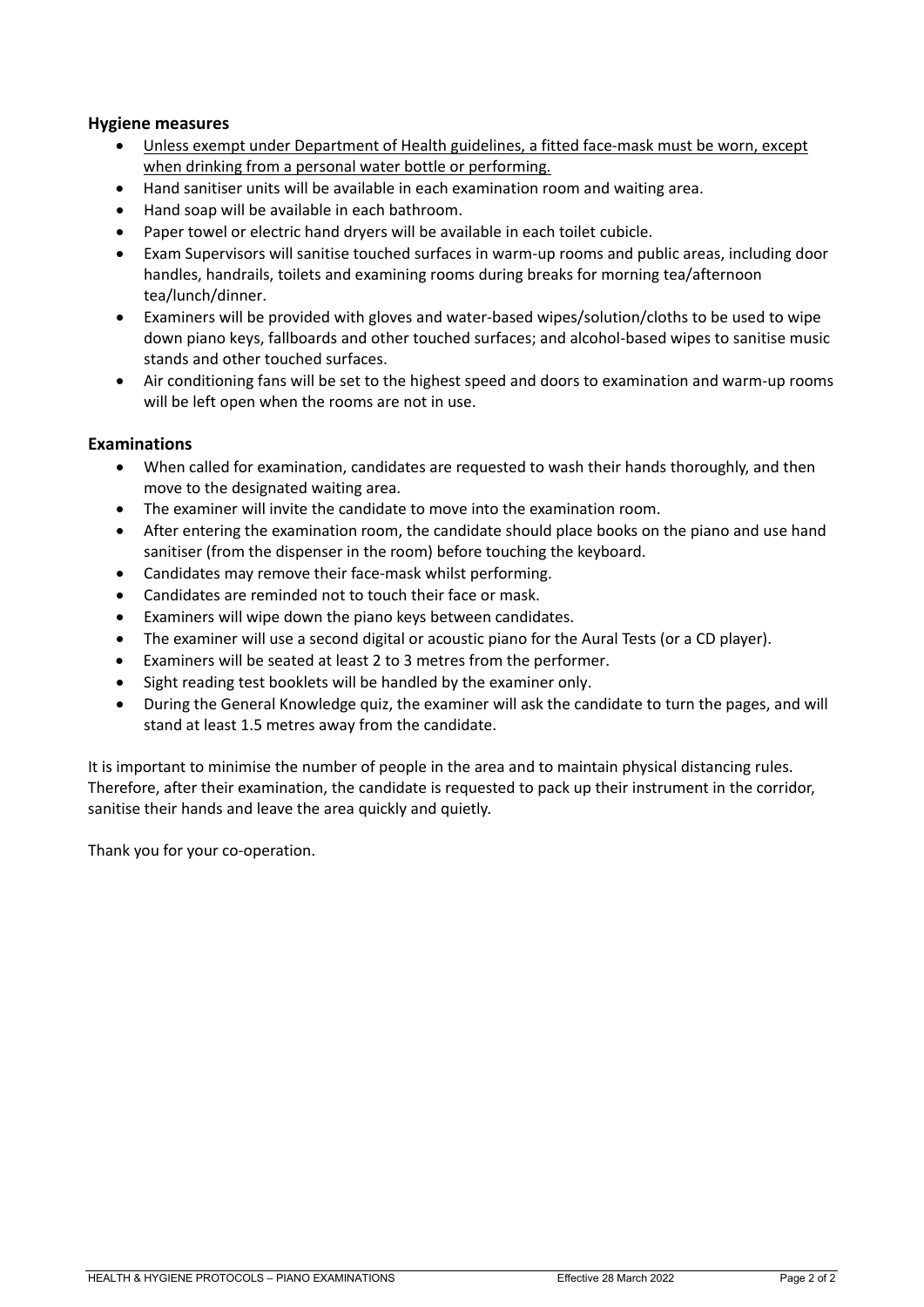## Hygiene measures

- Unless exempt under Department of Health guidelines, a fitted face-mask must be worn, except when drinking from a personal water bottle or performing.
- Hand sanitiser units will be available in each examination room and waiting area.
- Hand soap will be available in each bathroom.
- Paper towel or electric hand dryers will be available in each toilet cubicle.
- Exam Supervisors will sanitise touched surfaces in warm-up rooms and public areas, including door handles, handrails, toilets and examining rooms during breaks for morning tea/afternoon tea/lunch/dinner.
- Examiners will be provided with gloves and water-based wipes/solution/cloths to be used to wipe down piano keys, fallboards and other touched surfaces; and alcohol-based wipes to sanitise music stands and other touched surfaces.
- Air conditioning fans will be set to the highest speed and doors to examination and warm-up rooms will be left open when the rooms are not in use.

## Examinations

- When called for examination, candidates are requested to wash their hands thoroughly, and then move to the designated waiting area.
- The examiner will invite the candidate to move into the examination room.
- After entering the examination room, the candidate should place books on the piano and use hand sanitiser (from the dispenser in the room) before touching the keyboard.
- Candidates may remove their face-mask whilst performing.
- Candidates are reminded not to touch their face or mask.
- Examiners will wipe down the piano keys between candidates.
- The examiner will use a second digital or acoustic piano for the Aural Tests (or a CD player).
- Examiners will be seated at least 2 to 3 metres from the performer.
- Sight reading test booklets will be handled by the examiner only.
- During the General Knowledge quiz, the examiner will ask the candidate to turn the pages, and will stand at least 1.5 metres away from the candidate.

It is important to minimise the number of people in the area and to maintain physical distancing rules. Therefore, after their examination, the candidate is requested to pack up their instrument in the corridor, sanitise their hands and leave the area quickly and quietly.

Thank you for your co-operation.